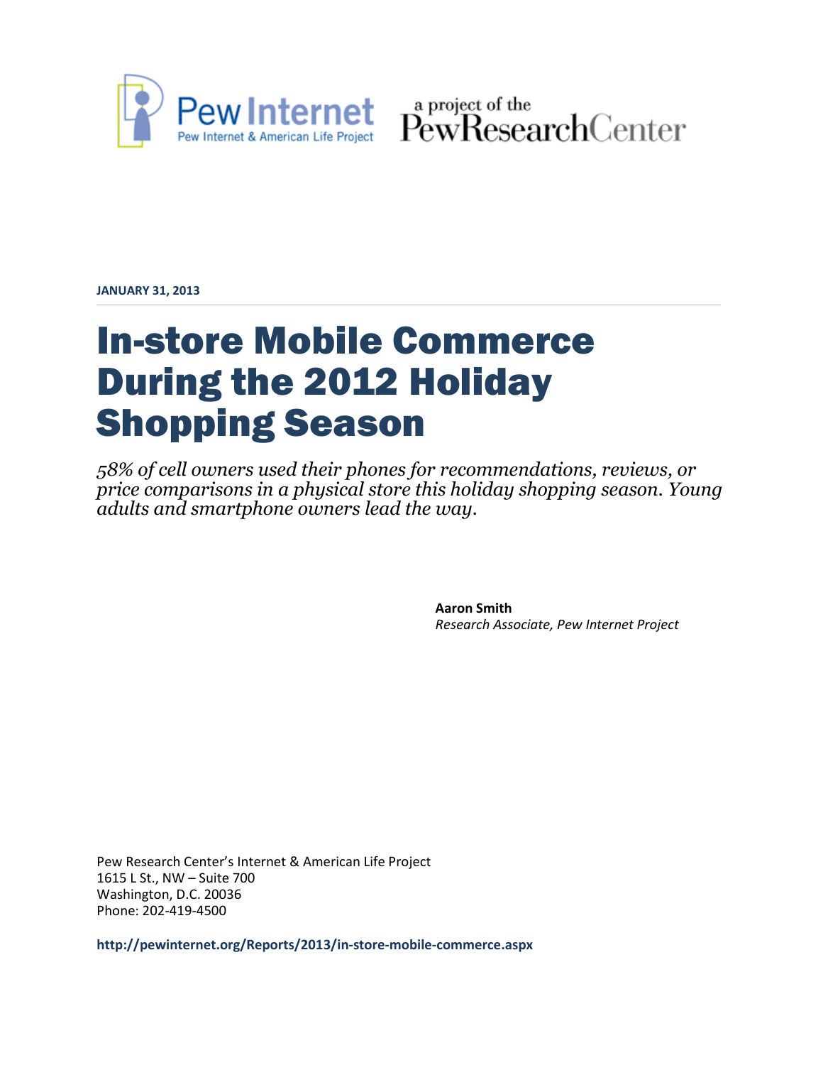Pew Internet
Pew Internet & American Life Project

a project of the PewResearchCenter

**JANUARY 31, 2013**

# In-store Mobile Commerce During the 2012 Holiday Shopping Season

*58% of cell owners used their phones for recommendations, reviews, or price comparisons in a physical store this holiday shopping season. Young adults and smartphone owners lead the way.*

**Aaron Smith**
*Research Associate, Pew Internet Project*

Pew Research Center's Internet & American Life Project
1615 L St., NW – Suite 700
Washington, D.C. 20036
Phone: 202-419-4500

**http://pewinternet.org/Reports/2013/in-store-mobile-commerce.aspx**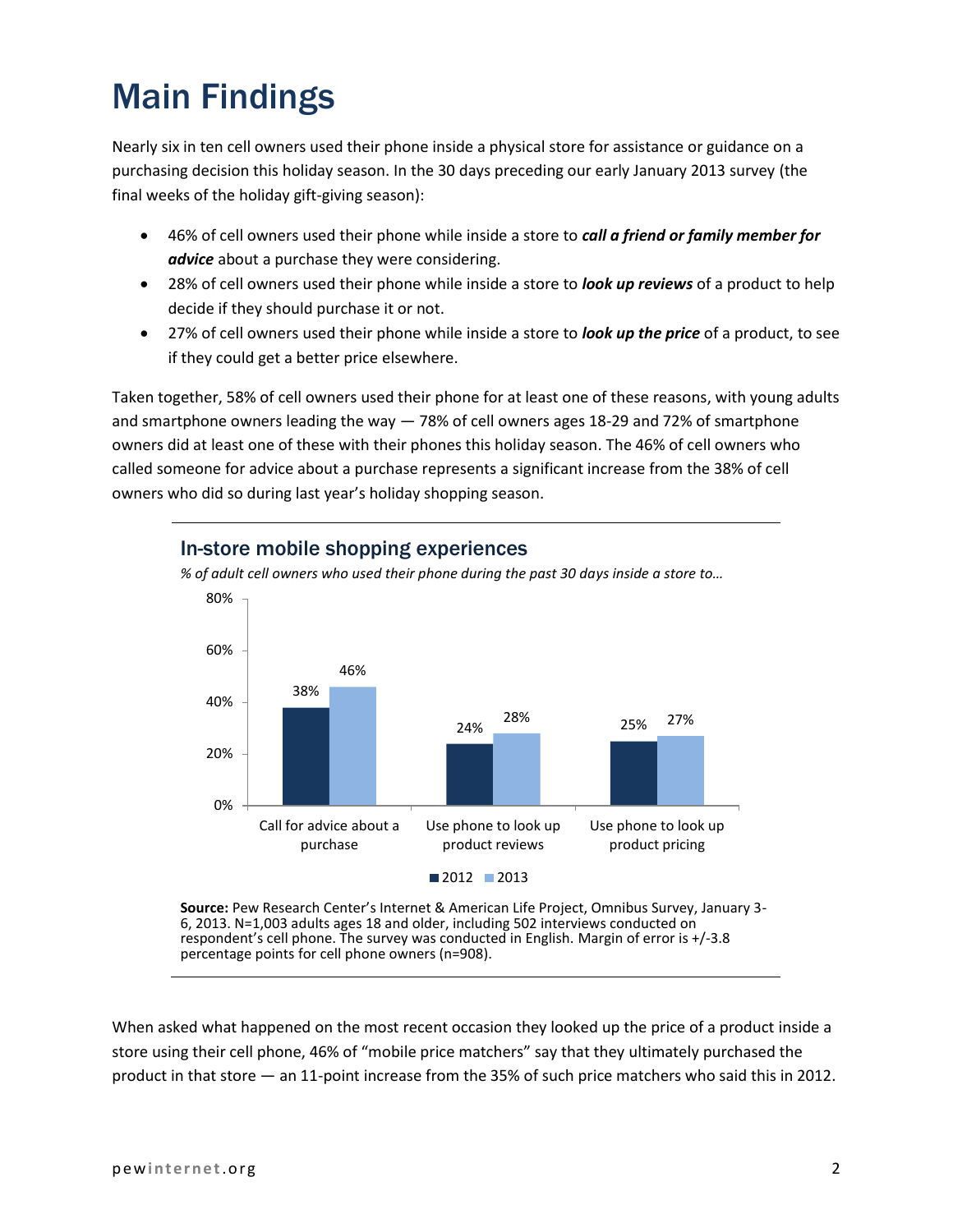# Main Findings

Nearly six in ten cell owners used their phone inside a physical store for assistance or guidance on a purchasing decision this holiday season. In the 30 days preceding our early January 2013 survey (the final weeks of the holiday gift-giving season):

- 46% of cell owners used their phone while inside a store to ***call a friend or family member for advice*** about a purchase they were considering.
- 28% of cell owners used their phone while inside a store to ***look up reviews*** of a product to help decide if they should purchase it or not.
- 27% of cell owners used their phone while inside a store to ***look up the price*** of a product, to see if they could get a better price elsewhere.

Taken together, 58% of cell owners used their phone for at least one of these reasons, with young adults and smartphone owners leading the way — 78% of cell owners ages 18-29 and 72% of smartphone owners did at least one of these with their phones this holiday season. The 46% of cell owners who called someone for advice about a purchase represents a significant increase from the 38% of cell owners who did so during last year's holiday shopping season.

## In-store mobile shopping experiences

*% of adult cell owners who used their phone during the past 30 days inside a store to…*

| | 2012 | 2013 |
|---|---|---|
| Call for advice about a purchase | 38% | 46% |
| Use phone to look up product reviews | 24% | 28% |
| Use phone to look up product pricing | 25% | 27% |

**Source:** Pew Research Center's Internet & American Life Project, Omnibus Survey, January 3-6, 2013. N=1,003 adults ages 18 and older, including 502 interviews conducted on respondent's cell phone. The survey was conducted in English. Margin of error is +/-3.8 percentage points for cell phone owners (n=908).

When asked what happened on the most recent occasion they looked up the price of a product inside a store using their cell phone, 46% of "mobile price matchers" say that they ultimately purchased the product in that store — an 11-point increase from the 35% of such price matchers who said this in 2012.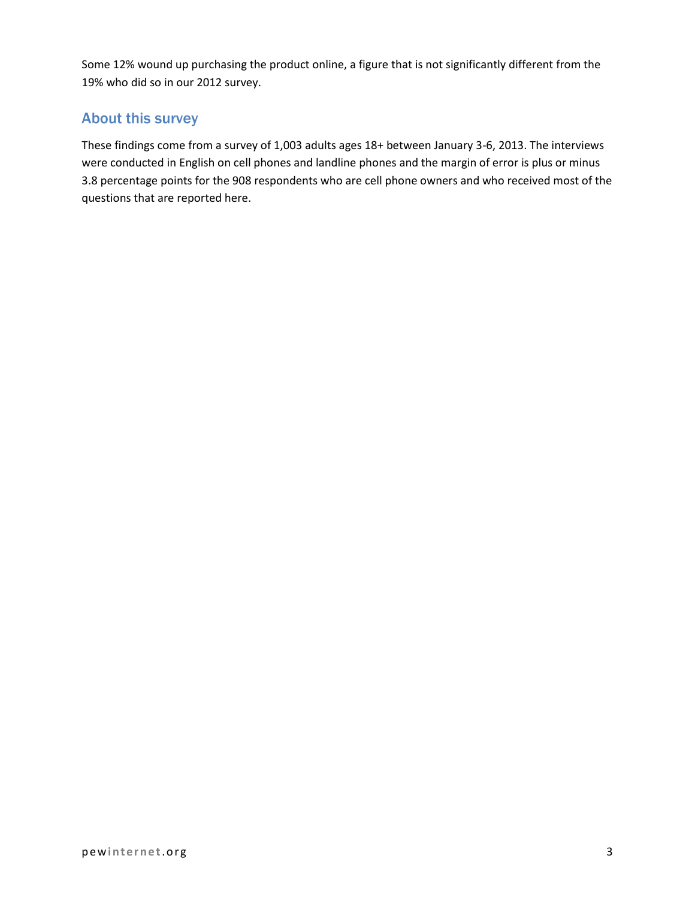Some 12% wound up purchasing the product online, a figure that is not significantly different from the 19% who did so in our 2012 survey.

## About this survey

These findings come from a survey of 1,003 adults ages 18+ between January 3-6, 2013. The interviews were conducted in English on cell phones and landline phones and the margin of error is plus or minus 3.8 percentage points for the 908 respondents who are cell phone owners and who received most of the questions that are reported here.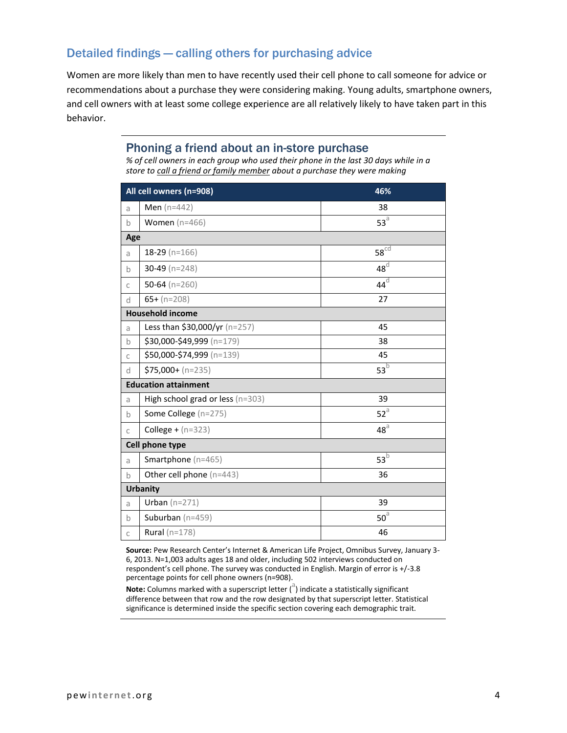## Detailed findings — calling others for purchasing advice

Women are more likely than men to have recently used their cell phone to call someone for advice or recommendations about a purchase they were considering making. Young adults, smartphone owners, and cell owners with at least some college experience are all relatively likely to have taken part in this behavior.

### Phoning a friend about an in-store purchase

*% of cell owners in each group who used their phone in the last 30 days while in a store to call a friend or family member about a purchase they were making*

| | All cell owners (n=908) | 46% |
|---|---|---|
| a | Men (n=442) | 38 |
| b | Women (n=466) | 53[a] |
| **Age** | | |
| a | 18-29 (n=166) | 58[cd] |
| b | 30-49 (n=248) | 48[d] |
| c | 50-64 (n=260) | 44[d] |
| d | 65+ (n=208) | 27 |
| **Household income** | | |
| a | Less than $30,000/yr (n=257) | 45 |
| b | $30,000-$49,999 (n=179) | 38 |
| c | $50,000-$74,999 (n=139) | 45 |
| d | $75,000+ (n=235) | 53[b] |
| **Education attainment** | | |
| a | High school grad or less (n=303) | 39 |
| b | Some College (n=275) | 52[a] |
| c | College + (n=323) | 48[a] |
| **Cell phone type** | | |
| a | Smartphone (n=465) | 53[b] |
| b | Other cell phone (n=443) | 36 |
| **Urbanity** | | |
| a | Urban (n=271) | 39 |
| b | Suburban (n=459) | 50[a] |
| c | Rural (n=178) | 46 |

**Source:** Pew Research Center's Internet & American Life Project, Omnibus Survey, January 3-6, 2013. N=1,003 adults ages 18 and older, including 502 interviews conducted on respondent's cell phone. The survey was conducted in English. Margin of error is +/-3.8 percentage points for cell phone owners (n=908).

**Note:** Columns marked with a superscript letter ([a]) indicate a statistically significant difference between that row and the row designated by that superscript letter. Statistical significance is determined inside the specific section covering each demographic trait.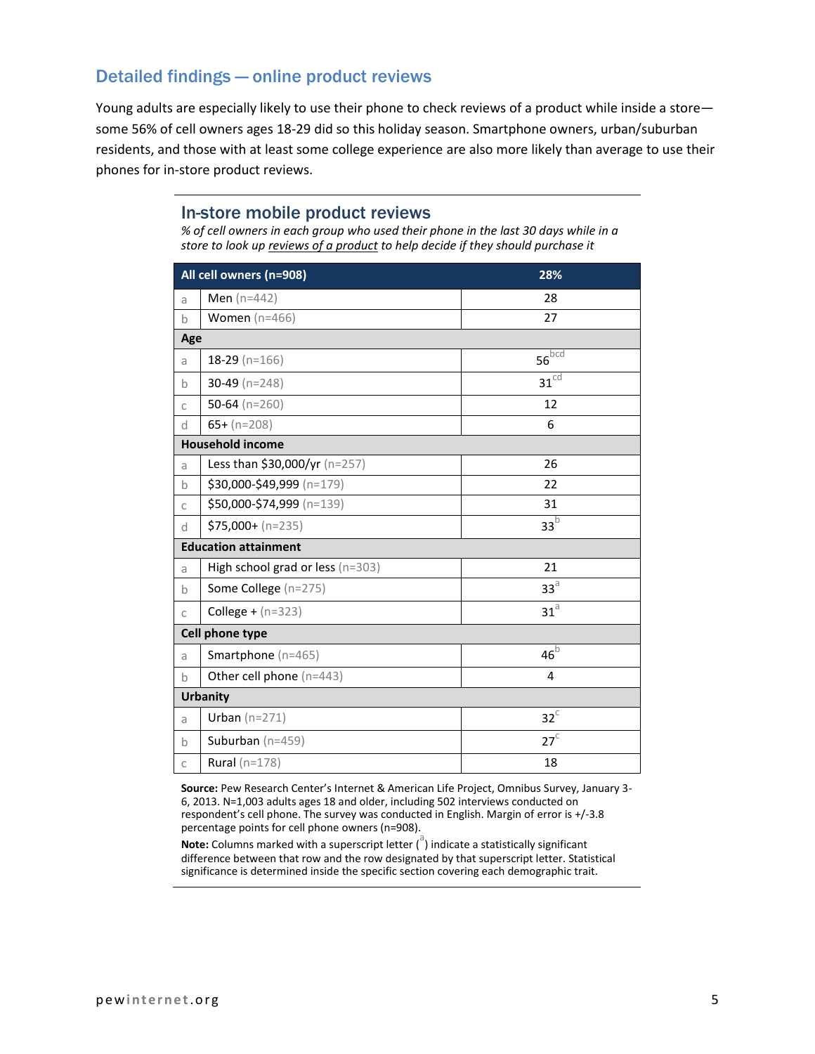## Detailed findings — online product reviews

Young adults are especially likely to use their phone to check reviews of a product while inside a store—some 56% of cell owners ages 18-29 did so this holiday season. Smartphone owners, urban/suburban residents, and those with at least some college experience are also more likely than average to use their phones for in-store product reviews.

### In-store mobile product reviews

*% of cell owners in each group who used their phone in the last 30 days while in a store to look up reviews of a product to help decide if they should purchase it*

| | All cell owners (n=908) | 28% |
|---|---|---|
| a | Men (n=442) | 28 |
| b | Women (n=466) | 27 |
| **Age** | | |
| a | 18-29 (n=166) | 56[bcd] |
| b | 30-49 (n=248) | 31[cd] |
| c | 50-64 (n=260) | 12 |
| d | 65+ (n=208) | 6 |
| **Household income** | | |
| a | Less than $30,000/yr (n=257) | 26 |
| b | $30,000-$49,999 (n=179) | 22 |
| c | $50,000-$74,999 (n=139) | 31 |
| d | $75,000+ (n=235) | 33[b] |
| **Education attainment** | | |
| a | High school grad or less (n=303) | 21 |
| b | Some College (n=275) | 33[a] |
| c | College + (n=323) | 31[a] |
| **Cell phone type** | | |
| a | Smartphone (n=465) | 46[b] |
| b | Other cell phone (n=443) | 4 |
| **Urbanity** | | |
| a | Urban (n=271) | 32[c] |
| b | Suburban (n=459) | 27[c] |
| c | Rural (n=178) | 18 |

**Source:** Pew Research Center's Internet & American Life Project, Omnibus Survey, January 3-6, 2013. N=1,003 adults ages 18 and older, including 502 interviews conducted on respondent's cell phone. The survey was conducted in English. Margin of error is +/-3.8 percentage points for cell phone owners (n=908).

**Note:** Columns marked with a superscript letter ([a]) indicate a statistically significant difference between that row and the row designated by that superscript letter. Statistical significance is determined inside the specific section covering each demographic trait.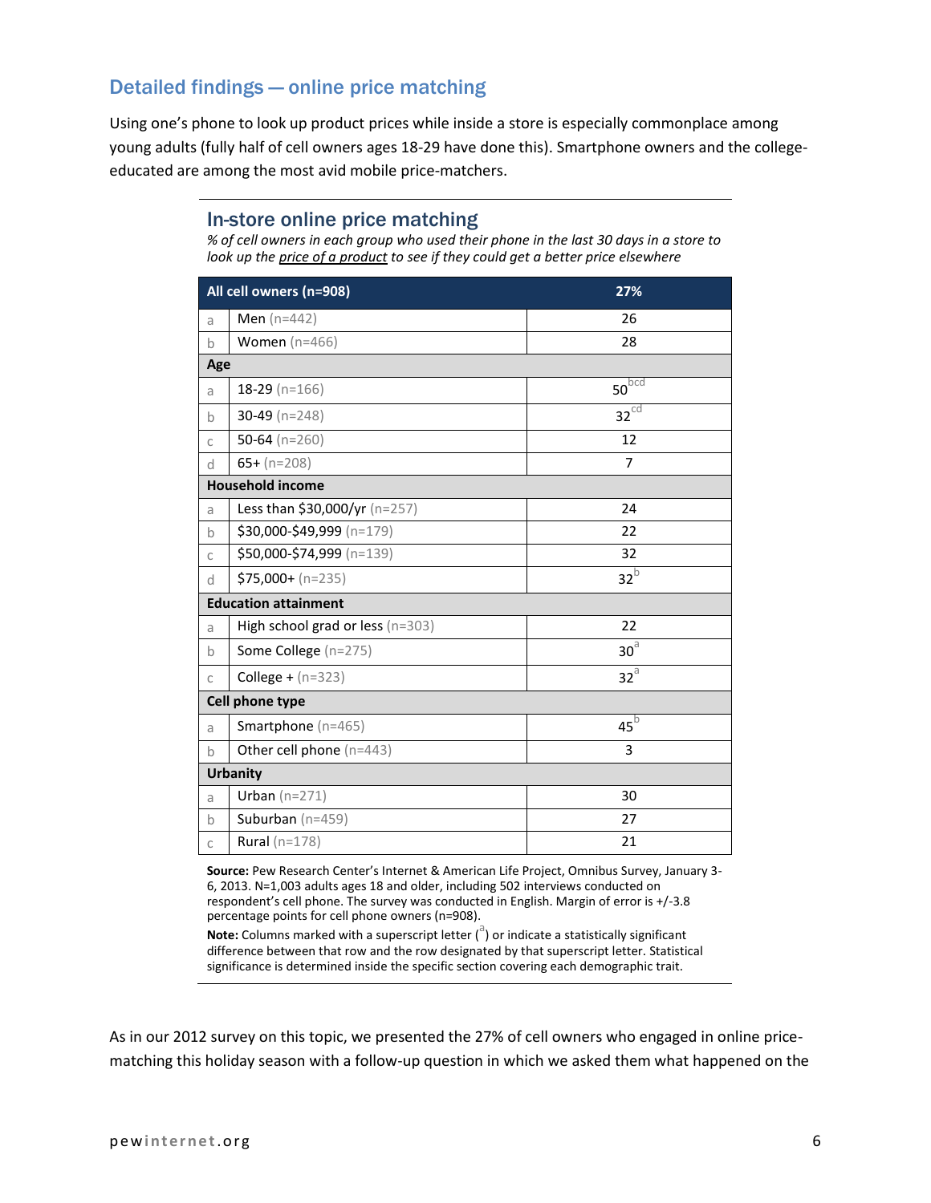## Detailed findings — online price matching

Using one's phone to look up product prices while inside a store is especially commonplace among young adults (fully half of cell owners ages 18-29 have done this). Smartphone owners and the college-educated are among the most avid mobile price-matchers.

### In-store online price matching

*% of cell owners in each group who used their phone in the last 30 days in a store to look up the price of a product to see if they could get a better price elsewhere*

| | All cell owners (n=908) | 27% |
|---|---|---|
| a | Men (n=442) | 26 |
| b | Women (n=466) | 28 |
| **Age** | | |
| a | 18-29 (n=166) | 50[bcd] |
| b | 30-49 (n=248) | 32[cd] |
| c | 50-64 (n=260) | 12 |
| d | 65+ (n=208) | 7 |
| **Household income** | | |
| a | Less than $30,000/yr (n=257) | 24 |
| b | $30,000-$49,999 (n=179) | 22 |
| c | $50,000-$74,999 (n=139) | 32 |
| d | $75,000+ (n=235) | 32[b] |
| **Education attainment** | | |
| a | High school grad or less (n=303) | 22 |
| b | Some College (n=275) | 30[a] |
| c | College + (n=323) | 32[a] |
| **Cell phone type** | | |
| a | Smartphone (n=465) | 45[b] |
| b | Other cell phone (n=443) | 3 |
| **Urbanity** | | |
| a | Urban (n=271) | 30 |
| b | Suburban (n=459) | 27 |
| c | Rural (n=178) | 21 |

**Source:** Pew Research Center's Internet & American Life Project, Omnibus Survey, January 3-6, 2013. N=1,003 adults ages 18 and older, including 502 interviews conducted on respondent's cell phone. The survey was conducted in English. Margin of error is +/-3.8 percentage points for cell phone owners (n=908).

**Note:** Columns marked with a superscript letter ([a]) or indicate a statistically significant difference between that row and the row designated by that superscript letter. Statistical significance is determined inside the specific section covering each demographic trait.

As in our 2012 survey on this topic, we presented the 27% of cell owners who engaged in online price-matching this holiday season with a follow-up question in which we asked them what happened on the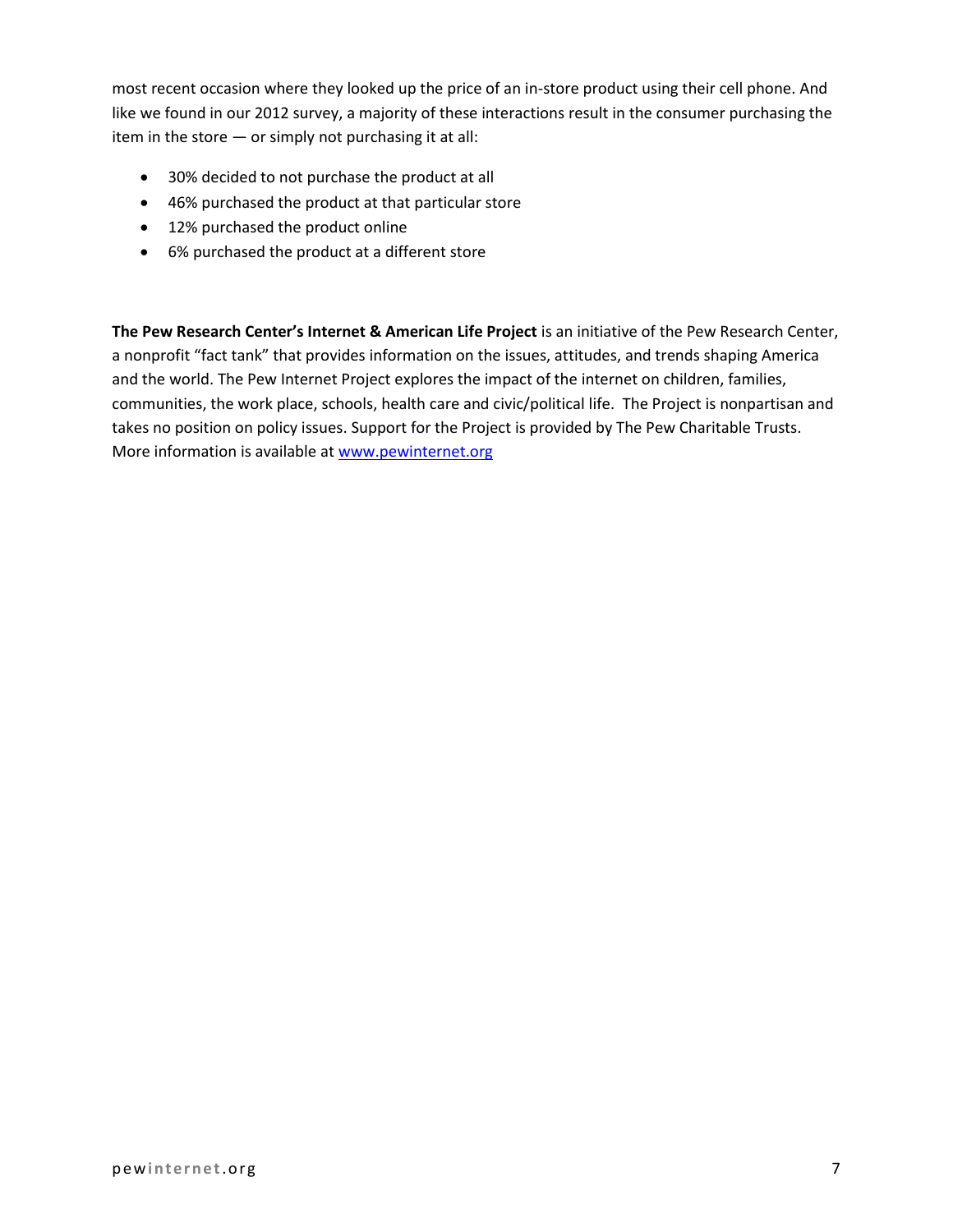most recent occasion where they looked up the price of an in-store product using their cell phone. And like we found in our 2012 survey, a majority of these interactions result in the consumer purchasing the item in the store — or simply not purchasing it at all:

- 30% decided to not purchase the product at all
- 46% purchased the product at that particular store
- 12% purchased the product online
- 6% purchased the product at a different store

**The Pew Research Center's Internet & American Life Project** is an initiative of the Pew Research Center, a nonprofit "fact tank" that provides information on the issues, attitudes, and trends shaping America and the world. The Pew Internet Project explores the impact of the internet on children, families, communities, the work place, schools, health care and civic/political life. The Project is nonpartisan and takes no position on policy issues. Support for the Project is provided by The Pew Charitable Trusts. More information is available at [www.pewinternet.org](http://www.pewinternet.org)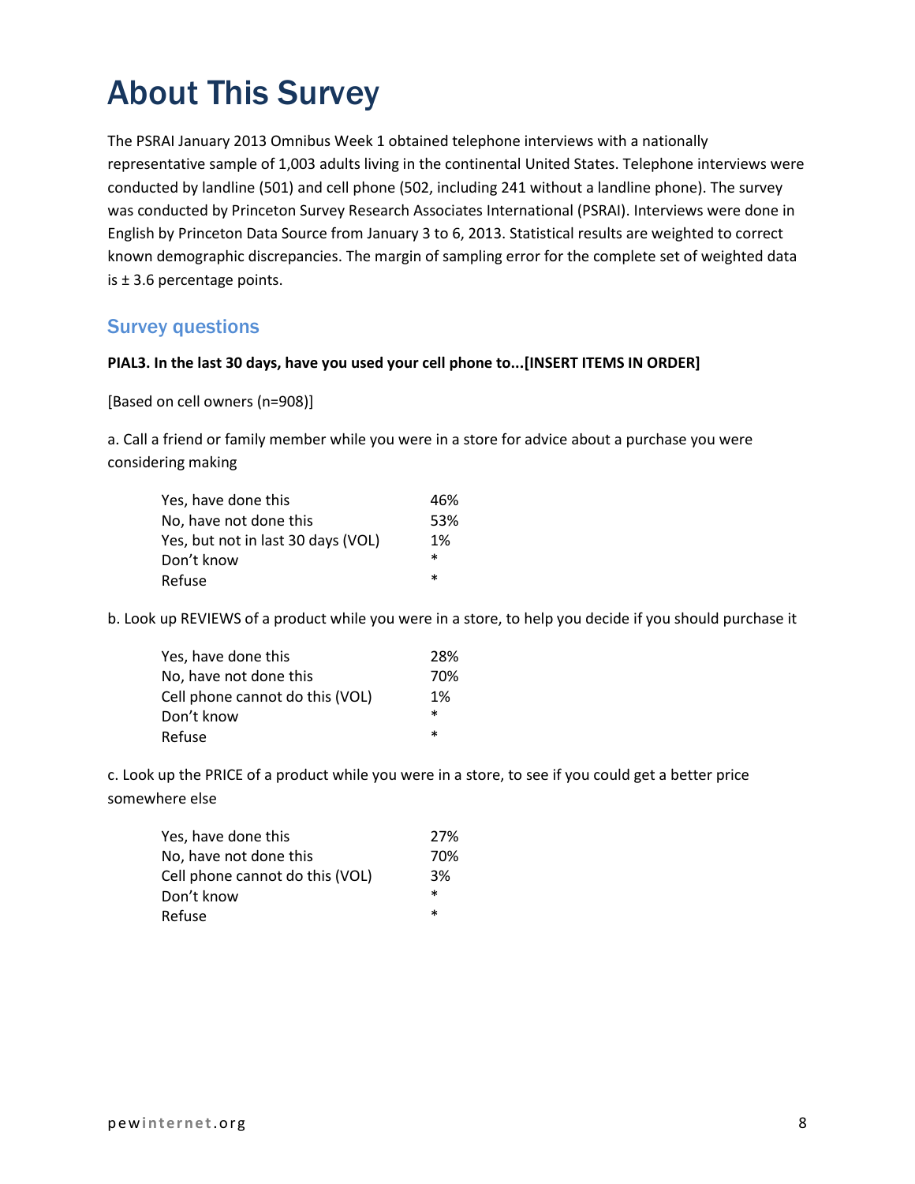# About This Survey

The PSRAI January 2013 Omnibus Week 1 obtained telephone interviews with a nationally representative sample of 1,003 adults living in the continental United States. Telephone interviews were conducted by landline (501) and cell phone (502, including 241 without a landline phone). The survey was conducted by Princeton Survey Research Associates International (PSRAI). Interviews were done in English by Princeton Data Source from January 3 to 6, 2013. Statistical results are weighted to correct known demographic discrepancies. The margin of sampling error for the complete set of weighted data is ± 3.6 percentage points.

## Survey questions

**PIAL3. In the last 30 days, have you used your cell phone to...[INSERT ITEMS IN ORDER]**

[Based on cell owners (n=908)]

a. Call a friend or family member while you were in a store for advice about a purchase you were considering making

| | |
|---|---|
| Yes, have done this | 46% |
| No, have not done this | 53% |
| Yes, but not in last 30 days (VOL) | 1% |
| Don't know | * |
| Refuse | * |

b. Look up REVIEWS of a product while you were in a store, to help you decide if you should purchase it

| | |
|---|---|
| Yes, have done this | 28% |
| No, have not done this | 70% |
| Cell phone cannot do this (VOL) | 1% |
| Don't know | * |
| Refuse | * |

c. Look up the PRICE of a product while you were in a store, to see if you could get a better price somewhere else

| | |
|---|---|
| Yes, have done this | 27% |
| No, have not done this | 70% |
| Cell phone cannot do this (VOL) | 3% |
| Don't know | * |
| Refuse | * |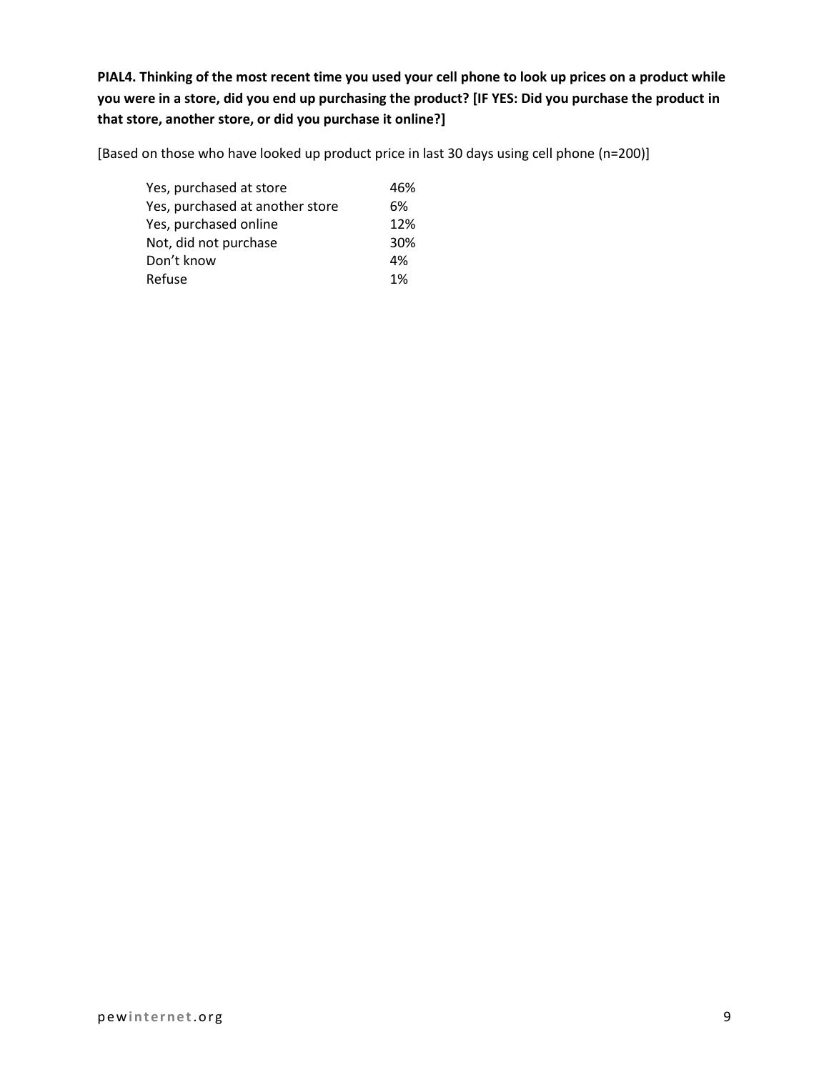**PIAL4. Thinking of the most recent time you used your cell phone to look up prices on a product while you were in a store, did you end up purchasing the product? [IF YES: Did you purchase the product in that store, another store, or did you purchase it online?]**

[Based on those who have looked up product price in last 30 days using cell phone (n=200)]

| | |
|---|---|
| Yes, purchased at store | 46% |
| Yes, purchased at another store | 6% |
| Yes, purchased online | 12% |
| Not, did not purchase | 30% |
| Don't know | 4% |
| Refuse | 1% |